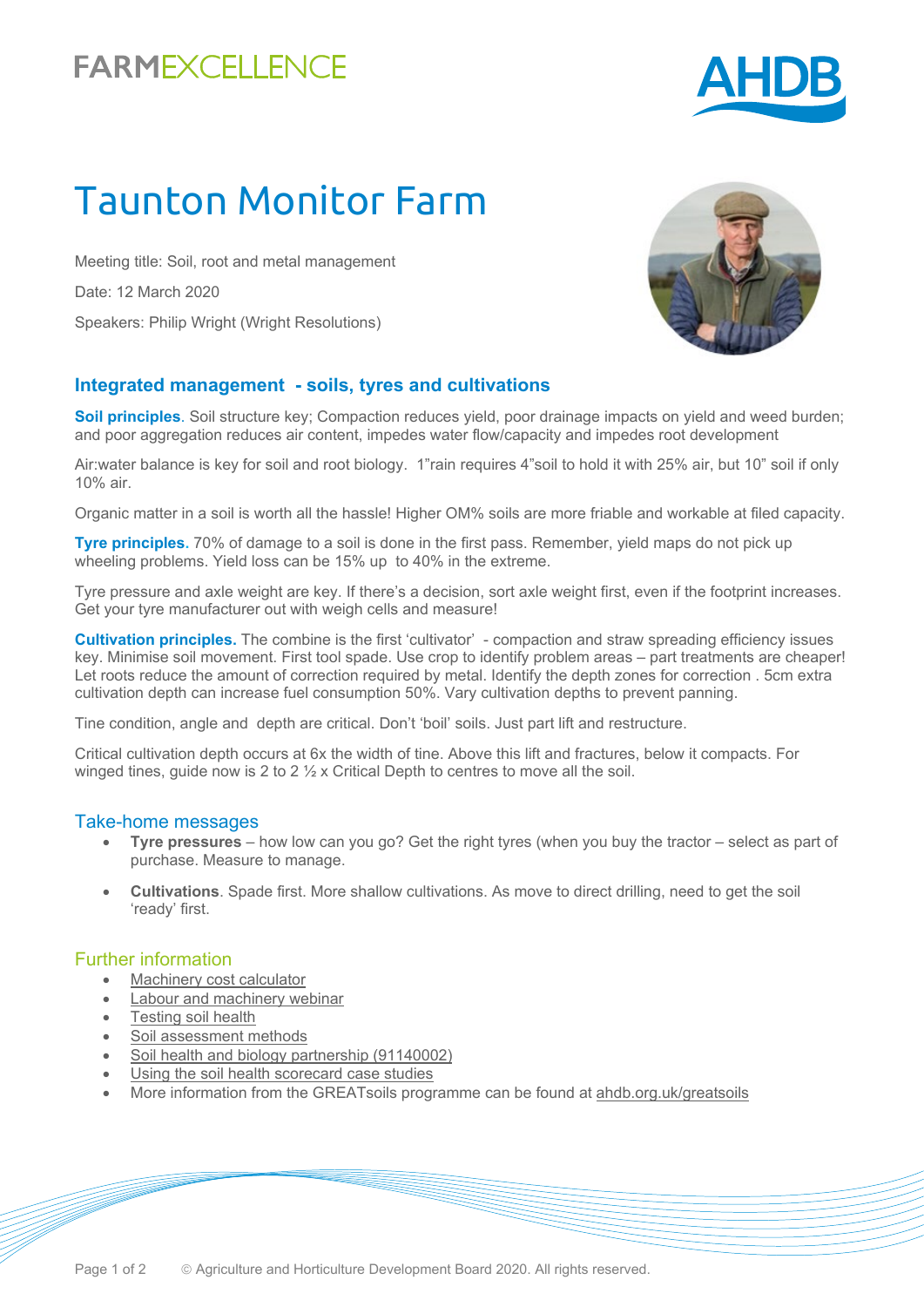FARMEXCELLENCE

AHDB

# Taunton Monitor Farm

Meeting title: Soil, root and metal management

Date: 12 March 2020

Speakers: Philip Wright (Wright Resolutions)

## Integrated management - soils, tyres and cultivations

**Soil principles**. Soil structure key; Compaction reduces yield, poor drainage impacts on yield and weed burden; and poor aggregation reduces air content, impedes water flow/capacity and impedes root development

Air:water balance is key for soil and root biology. 1"rain requires 4"soil to hold it with 25% air, but 10" soil if only 10% air.

Organic matter in a soil is worth all the hassle! Higher OM% soils are more friable and workable at filed capacity.

**Tyre principles.** 70% of damage to a soil is done in the first pass. Remember, yield maps do not pick up wheeling problems. Yield loss can be 15% up to 40% in the extreme.

Tyre pressure and axle weight are key. If there's a decision, sort axle weight first, even if the footprint increases. Get your tyre manufacturer out with weigh cells and measure!

**Cultivation principles.** The combine is the first 'cultivator' - compaction and straw spreading efficiency issues key. Minimise soil movement. First tool spade. Use crop to identify problem areas – part treatments are cheaper! Let roots reduce the amount of correction required by metal. Identify the depth zones for correction . 5cm extra cultivation depth can increase fuel consumption 50%. Vary cultivation depths to prevent panning.

Tine condition, angle and depth are critical. Don't 'boil' soils. Just part lift and restructure.

Critical cultivation depth occurs at 6x the width of tine. Above this lift and fractures, below it compacts. For winged tines, guide now is 2 to 2 ½ x Critical Depth to centres to move all the soil.

## Take-home messages

- **Tyre pressures** – how low can you go? Get the right tyres (when you buy the tractor – select as part of purchase. Measure to manage.
- **Cultivations**. Spade first. More shallow cultivations. As move to direct drilling, need to get the soil 'ready' first.

## Further information

- Machinery cost calculator
- Labour and machinery webinar
- Testing soil health
- Soil assessment methods
- Soil health and biology partnership (91140002)
- Using the soil health scorecard case studies
- More information from the GREATsoils programme can be found at ahdb.org.uk/greatsoils

© Agriculture and Horticulture Development Board 2020. All rights reserved.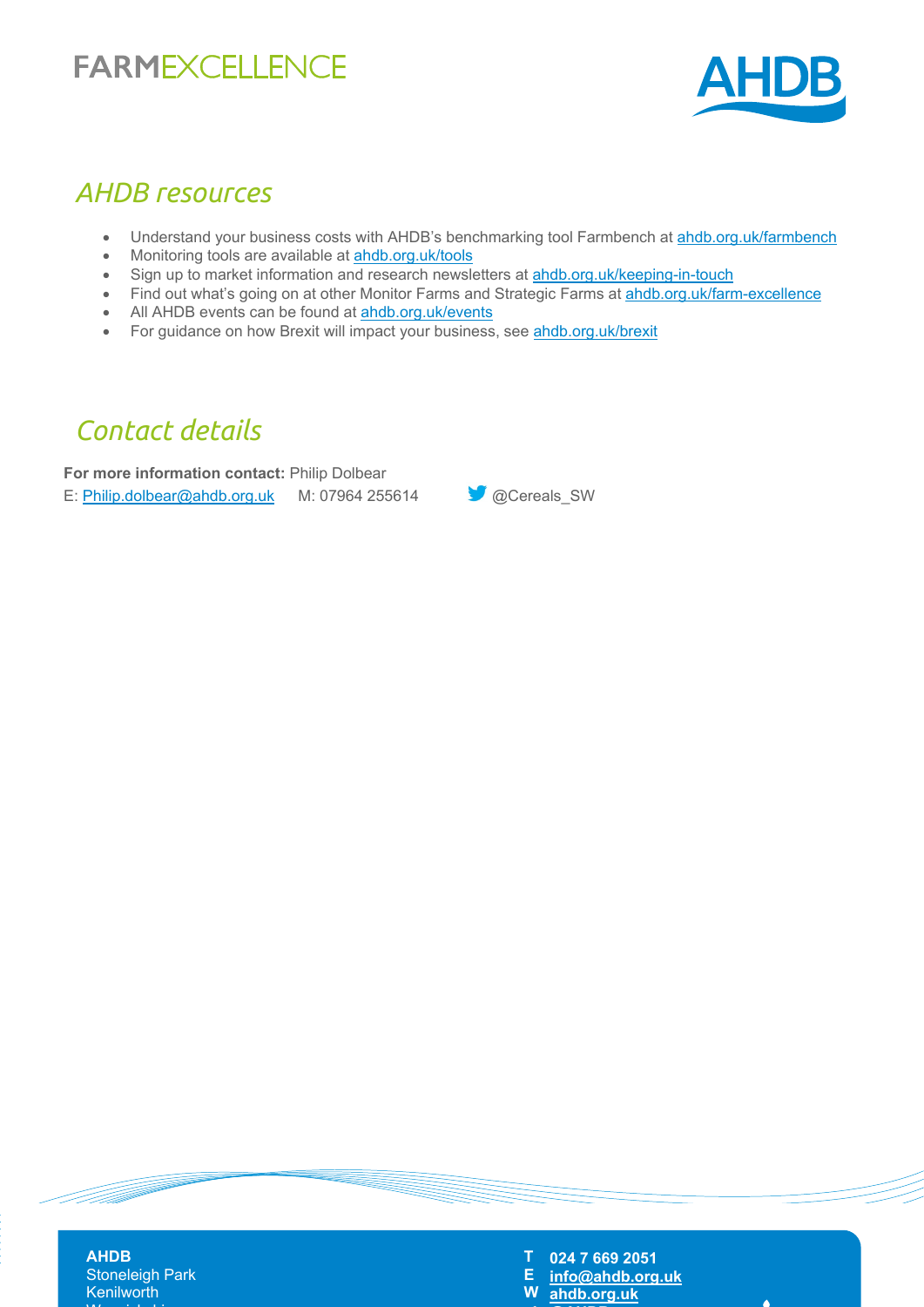## AHDB resources

- Understand your business costs with AHDB's benchmarking tool Farmbench at ahdb.org.uk/farmbench
- Monitoring tools are available at ahdb.org.uk/tools
- Sign up to market information and research newsletters at ahdb.org.uk/keeping-in-touch
- Find out what's going on at other Monitor Farms and Strategic Farms at ahdb.org.uk/farm-excellence
- All AHDB events can be found at ahdb.org.uk/events
- For guidance on how Brexit will impact your business, see ahdb.org.uk/brexit

## Contact details

**For more information contact:** Philip Dolbear

E: Philip.dolbear@ahdb.org.uk M: 07964 255614 @Cereals_SW

**AHDB**
Stoneleigh Park
Kenilworth

**T** 024 7 669 2051
**E** info@ahdb.org.uk
**W** ahdb.org.uk